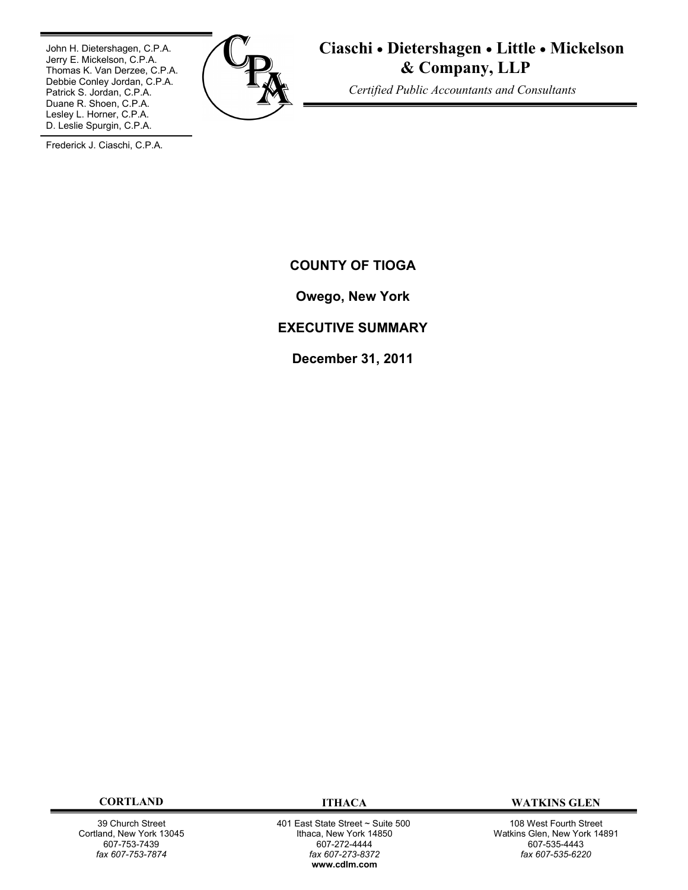John H. Dietershagen, C.P.A.
Jerry E. Mickelson, C.P.A.
Thomas K. Van Derzee, C.P.A.
Debbie Conley Jordan, C.P.A.
Patrick S. Jordan, C.P.A.
Duane R. Shoen, C.P.A.
Lesley L. Horner, C.P.A.
D. Leslie Spurgin, C.P.A.

Frederick J. Ciaschi, C.P.A.

**Ciaschi • Dietershagen • Little • Mickelson & Company, LLP**

*Certified Public Accountants and Consultants*

# COUNTY OF TIOGA

## Owego, New York

## EXECUTIVE SUMMARY

## December 31, 2011

| CORTLAND | ITHACA | WATKINS GLEN |
|---|---|---|
| 39 Church Street<br>Cortland, New York 13045<br>607-753-7439<br>*fax 607-753-7874* | 401 East State Street ~ Suite 500<br>Ithaca, New York 14850<br>607-272-4444<br>*fax 607-273-8372*<br>**www.cdlm.com** | 108 West Fourth Street<br>Watkins Glen, New York 14891<br>607-535-4443<br>*fax 607-535-6220* |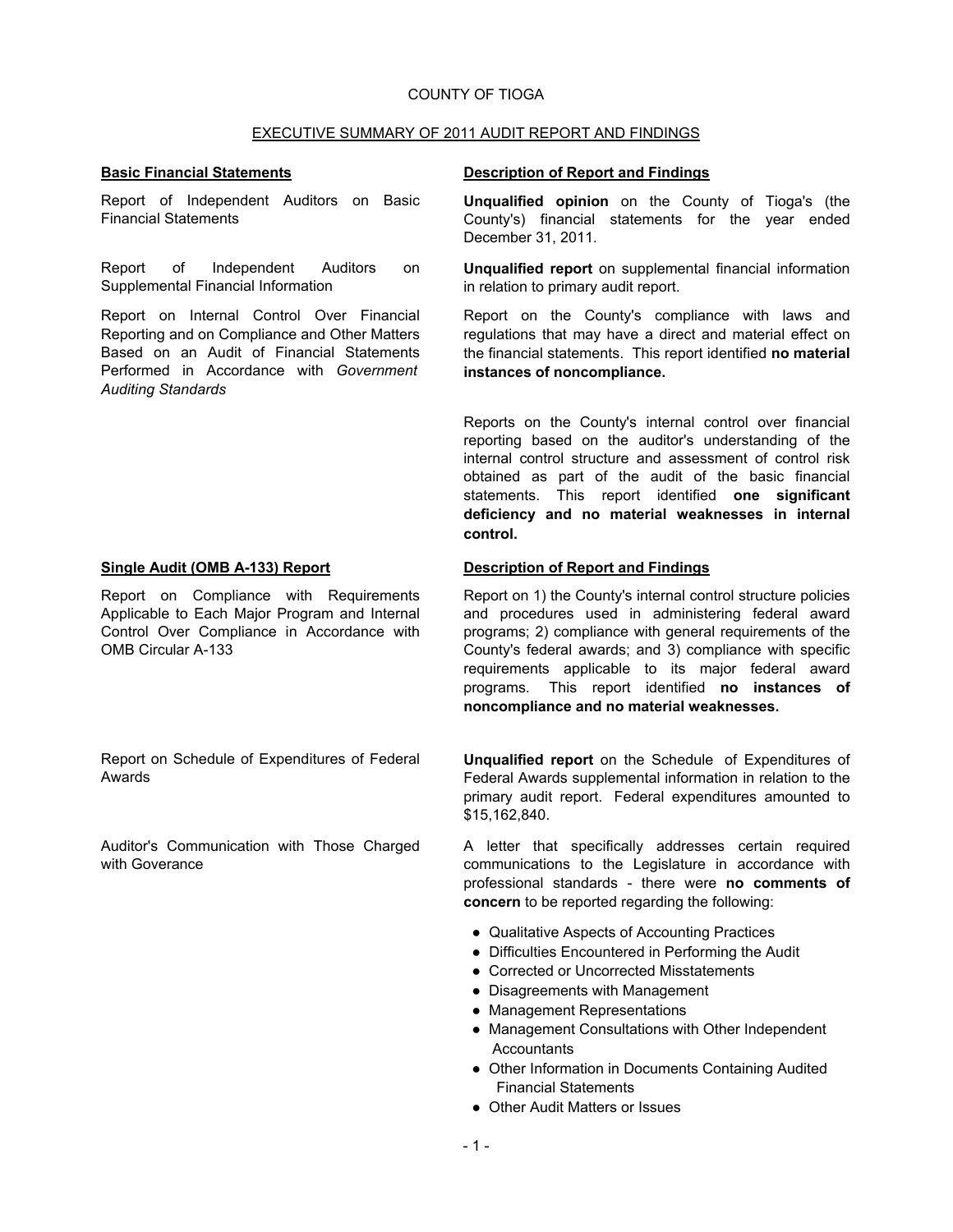COUNTY OF TIOGA

EXECUTIVE SUMMARY OF 2011 AUDIT REPORT AND FINDINGS

| **Basic Financial Statements** | **Description of Report and Findings** |
|---|---|
| Report of Independent Auditors on Basic Financial Statements | **Unqualified opinion** on the County of Tioga's (the County's) financial statements for the year ended December 31, 2011. |
| Report of Independent Auditors on Supplemental Financial Information | **Unqualified report** on supplemental financial information in relation to primary audit report. |
| Report on Internal Control Over Financial Reporting and on Compliance and Other Matters Based on an Audit of Financial Statements Performed in Accordance with *Government Auditing Standards* | Report on the County's compliance with laws and regulations that may have a direct and material effect on the financial statements. This report identified **no material instances of noncompliance.**<br><br>Reports on the County's internal control over financial reporting based on the auditor's understanding of the internal control structure and assessment of control risk obtained as part of the audit of the basic financial statements. This report identified **one significant deficiency and no material weaknesses in internal control.** |

| **Single Audit (OMB A-133) Report** | **Description of Report and Findings** |
|---|---|
| Report on Compliance with Requirements Applicable to Each Major Program and Internal Control Over Compliance in Accordance with OMB Circular A-133 | Report on 1) the County's internal control structure policies and procedures used in administering federal award programs; 2) compliance with general requirements of the County's federal awards; and 3) compliance with specific requirements applicable to its major federal award programs. This report identified **no instances of noncompliance and no material weaknesses.** |
| Report on Schedule of Expenditures of Federal Awards | **Unqualified report** on the Schedule of Expenditures of Federal Awards supplemental information in relation to the primary audit report. Federal expenditures amounted to $15,162,840. |
| Auditor's Communication with Those Charged with Goverance | A letter that specifically addresses certain required communications to the Legislature in accordance with professional standards - there were **no comments of concern** to be reported regarding the following: |

- Qualitative Aspects of Accounting Practices
- Difficulties Encountered in Performing the Audit
- Corrected or Uncorrected Misstatements
- Disagreements with Management
- Management Representations
- Management Consultations with Other Independent Accountants
- Other Information in Documents Containing Audited Financial Statements
- Other Audit Matters or Issues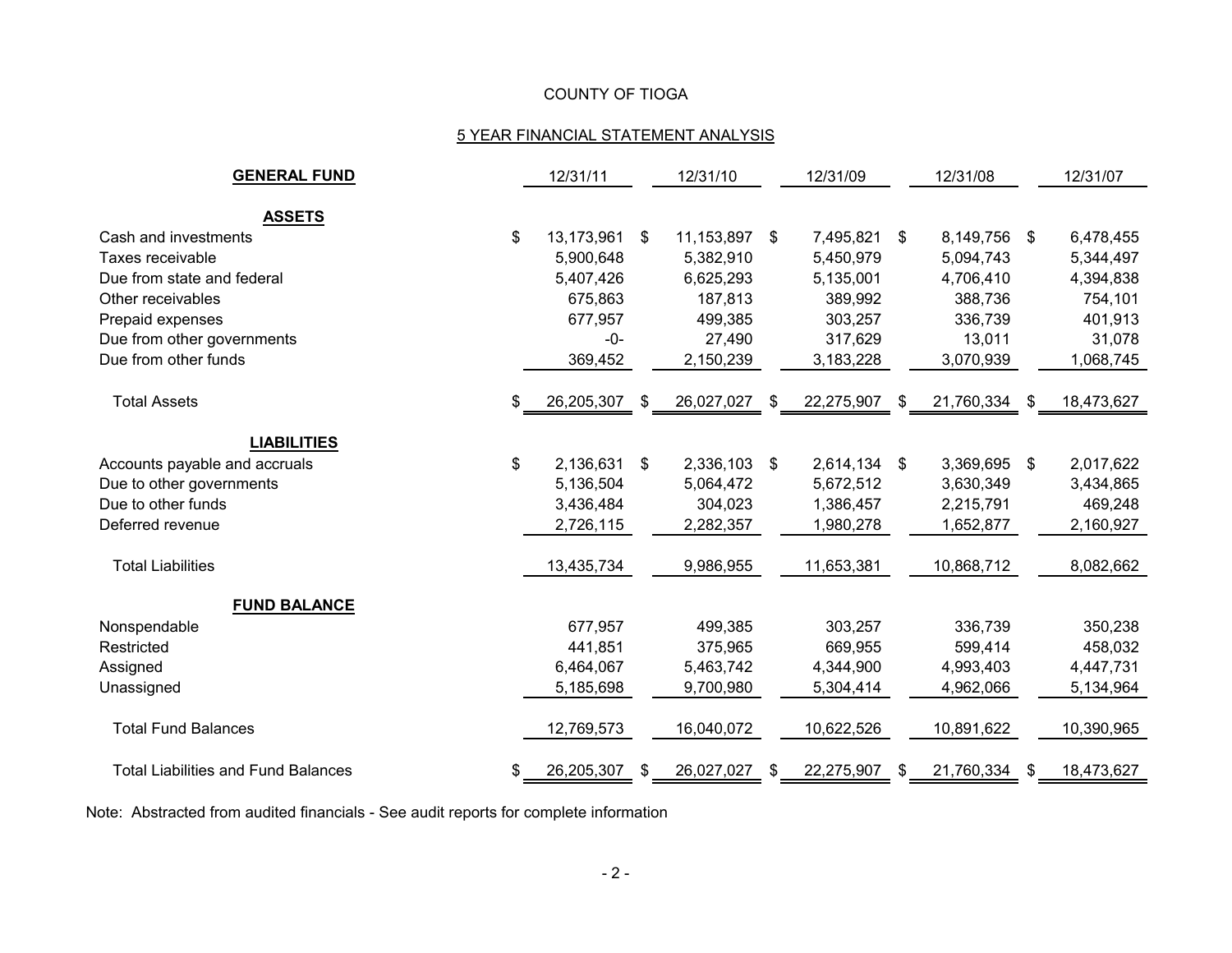COUNTY OF TIOGA

5 YEAR FINANCIAL STATEMENT ANALYSIS

| **GENERAL FUND** | 12/31/11 | 12/31/10 | 12/31/09 | 12/31/08 | 12/31/07 |
|---|---|---|---|---|---|
| **ASSETS** | | | | | |
| Cash and investments | $ 13,173,961 | $ 11,153,897 | $ 7,495,821 | $ 8,149,756 | $ 6,478,455 |
| Taxes receivable | 5,900,648 | 5,382,910 | 5,450,979 | 5,094,743 | 5,344,497 |
| Due from state and federal | 5,407,426 | 6,625,293 | 5,135,001 | 4,706,410 | 4,394,838 |
| Other receivables | 675,863 | 187,813 | 389,992 | 388,736 | 754,101 |
| Prepaid expenses | 677,957 | 499,385 | 303,257 | 336,739 | 401,913 |
| Due from other governments | -0- | 27,490 | 317,629 | 13,011 | 31,078 |
| Due from other funds | 369,452 | 2,150,239 | 3,183,228 | 3,070,939 | 1,068,745 |
| Total Assets | $ 26,205,307 | $ 26,027,027 | $ 22,275,907 | $ 21,760,334 | $ 18,473,627 |
| **LIABILITIES** | | | | | |
| Accounts payable and accruals | $ 2,136,631 | $ 2,336,103 | $ 2,614,134 | $ 3,369,695 | $ 2,017,622 |
| Due to other governments | 5,136,504 | 5,064,472 | 5,672,512 | 3,630,349 | 3,434,865 |
| Due to other funds | 3,436,484 | 304,023 | 1,386,457 | 2,215,791 | 469,248 |
| Deferred revenue | 2,726,115 | 2,282,357 | 1,980,278 | 1,652,877 | 2,160,927 |
| Total Liabilities | 13,435,734 | 9,986,955 | 11,653,381 | 10,868,712 | 8,082,662 |
| **FUND BALANCE** | | | | | |
| Nonspendable | 677,957 | 499,385 | 303,257 | 336,739 | 350,238 |
| Restricted | 441,851 | 375,965 | 669,955 | 599,414 | 458,032 |
| Assigned | 6,464,067 | 5,463,742 | 4,344,900 | 4,993,403 | 4,447,731 |
| Unassigned | 5,185,698 | 9,700,980 | 5,304,414 | 4,962,066 | 5,134,964 |
| Total Fund Balances | 12,769,573 | 16,040,072 | 10,622,526 | 10,891,622 | 10,390,965 |
| Total Liabilities and Fund Balances | $ 26,205,307 | $ 26,027,027 | $ 22,275,907 | $ 21,760,334 | $ 18,473,627 |

Note: Abstracted from audited financials - See audit reports for complete information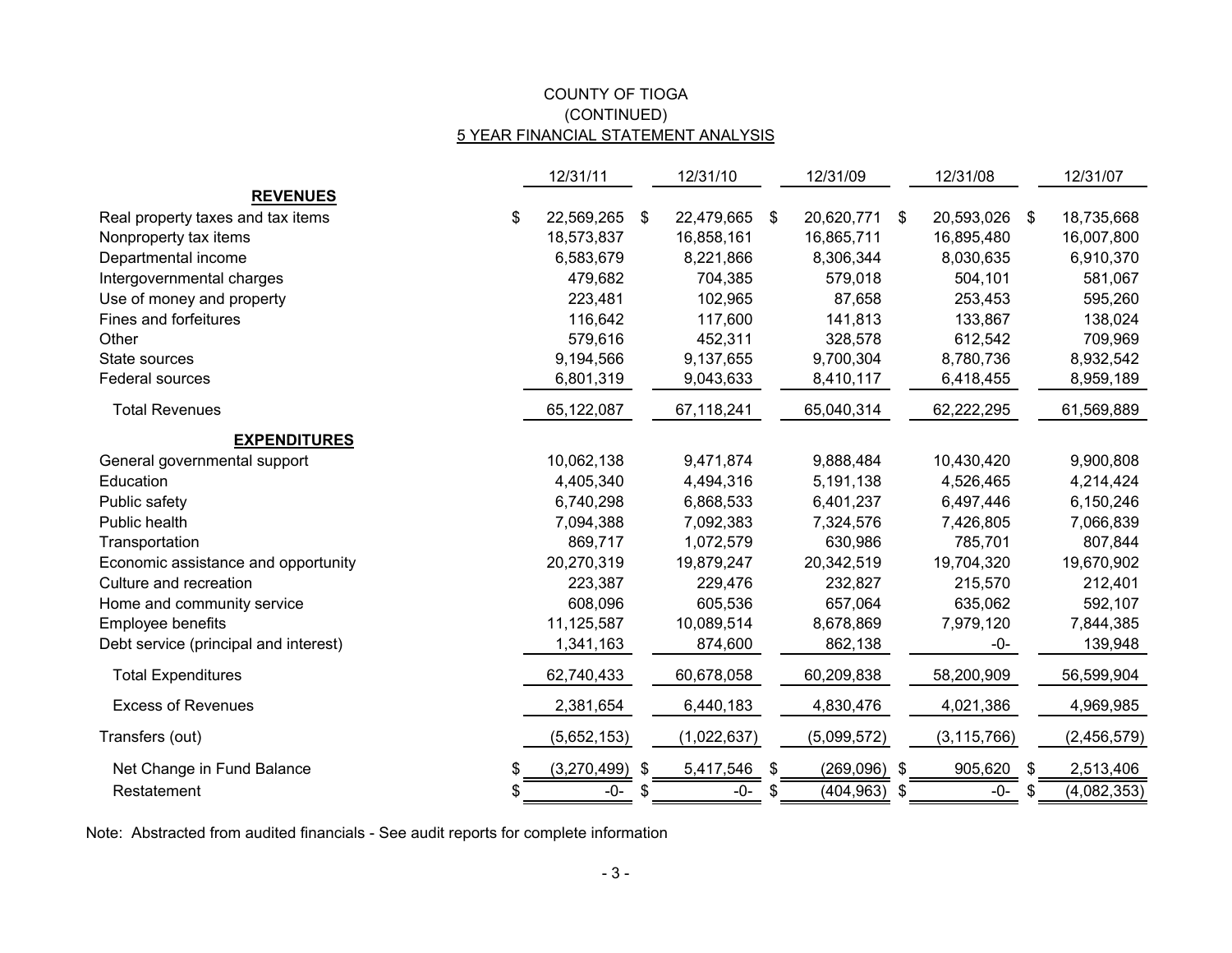# COUNTY OF TIOGA
(CONTINUED)
5 YEAR FINANCIAL STATEMENT ANALYSIS

| | 12/31/11 | 12/31/10 | 12/31/09 | 12/31/08 | 12/31/07 |
|---|---|---|---|---|---|
| **REVENUES** | | | | | |
| Real property taxes and tax items | $ 22,569,265 | $ 22,479,665 | $ 20,620,771 | $ 20,593,026 | $ 18,735,668 |
| Nonproperty tax items | 18,573,837 | 16,858,161 | 16,865,711 | 16,895,480 | 16,007,800 |
| Departmental income | 6,583,679 | 8,221,866 | 8,306,344 | 8,030,635 | 6,910,370 |
| Intergovernmental charges | 479,682 | 704,385 | 579,018 | 504,101 | 581,067 |
| Use of money and property | 223,481 | 102,965 | 87,658 | 253,453 | 595,260 |
| Fines and forfeitures | 116,642 | 117,600 | 141,813 | 133,867 | 138,024 |
| Other | 579,616 | 452,311 | 328,578 | 612,542 | 709,969 |
| State sources | 9,194,566 | 9,137,655 | 9,700,304 | 8,780,736 | 8,932,542 |
| Federal sources | 6,801,319 | 9,043,633 | 8,410,117 | 6,418,455 | 8,959,189 |
| Total Revenues | 65,122,087 | 67,118,241 | 65,040,314 | 62,222,295 | 61,569,889 |
| **EXPENDITURES** | | | | | |
| General governmental support | 10,062,138 | 9,471,874 | 9,888,484 | 10,430,420 | 9,900,808 |
| Education | 4,405,340 | 4,494,316 | 5,191,138 | 4,526,465 | 4,214,424 |
| Public safety | 6,740,298 | 6,868,533 | 6,401,237 | 6,497,446 | 6,150,246 |
| Public health | 7,094,388 | 7,092,383 | 7,324,576 | 7,426,805 | 7,066,839 |
| Transportation | 869,717 | 1,072,579 | 630,986 | 785,701 | 807,844 |
| Economic assistance and opportunity | 20,270,319 | 19,879,247 | 20,342,519 | 19,704,320 | 19,670,902 |
| Culture and recreation | 223,387 | 229,476 | 232,827 | 215,570 | 212,401 |
| Home and community service | 608,096 | 605,536 | 657,064 | 635,062 | 592,107 |
| Employee benefits | 11,125,587 | 10,089,514 | 8,678,869 | 7,979,120 | 7,844,385 |
| Debt service (principal and interest) | 1,341,163 | 874,600 | 862,138 | -0- | 139,948 |
| Total Expenditures | 62,740,433 | 60,678,058 | 60,209,838 | 58,200,909 | 56,599,904 |
| Excess of Revenues | 2,381,654 | 6,440,183 | 4,830,476 | 4,021,386 | 4,969,985 |
| Transfers (out) | (5,652,153) | (1,022,637) | (5,099,572) | (3,115,766) | (2,456,579) |
| Net Change in Fund Balance | $ (3,270,499) | $ 5,417,546 | $ (269,096) | $ 905,620 | $ 2,513,406 |
| Restatement | $ -0- | $ -0- | $ (404,963) | $ -0- | $ (4,082,353) |

Note: Abstracted from audited financials - See audit reports for complete information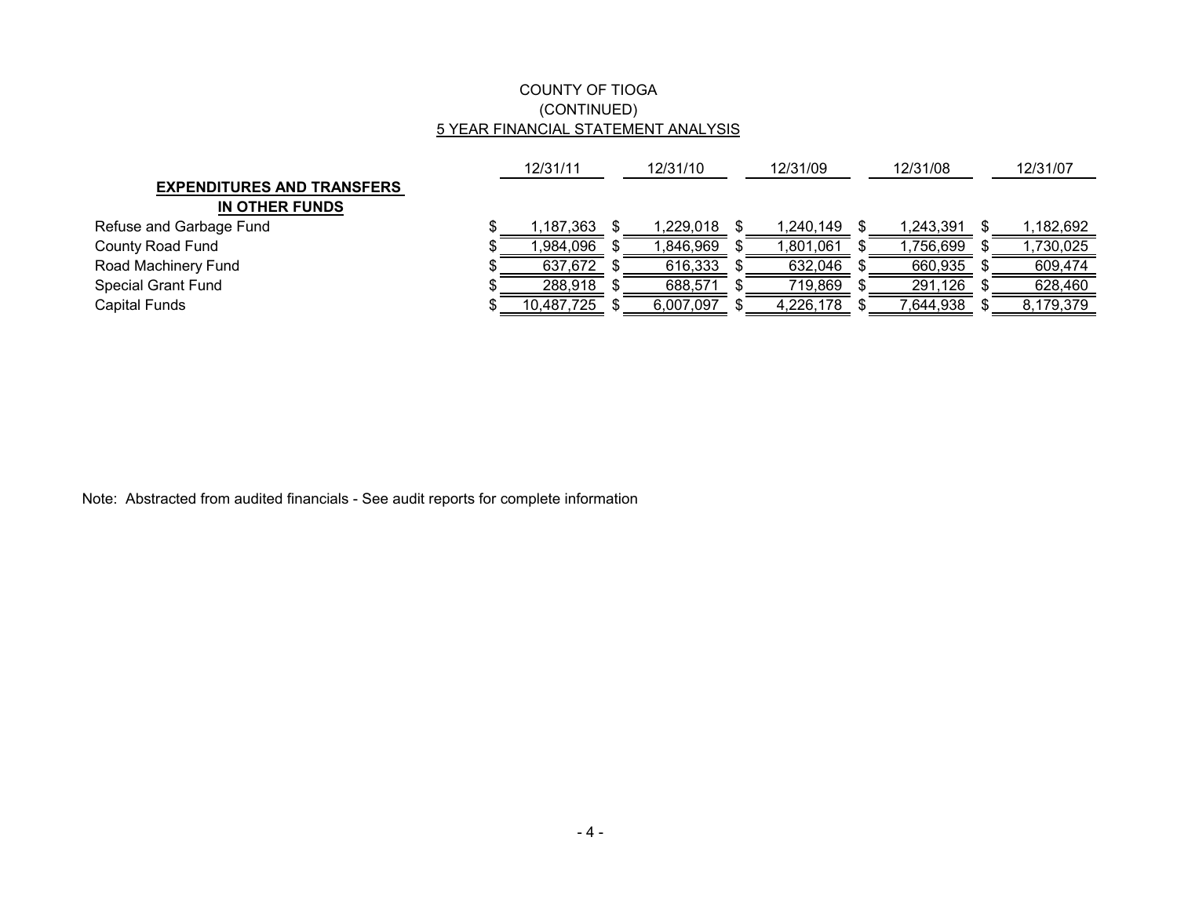COUNTY OF TIOGA
(CONTINUED)
5 YEAR FINANCIAL STATEMENT ANALYSIS

| | 12/31/11 | 12/31/10 | 12/31/09 | 12/31/08 | 12/31/07 |
|---|---|---|---|---|---|
| **EXPENDITURES AND TRANSFERS IN OTHER FUNDS** | | | | | |
| Refuse and Garbage Fund | $ 1,187,363 | $ 1,229,018 | $ 1,240,149 | $ 1,243,391 | $ 1,182,692 |
| County Road Fund | $ 1,984,096 | $ 1,846,969 | $ 1,801,061 | $ 1,756,699 | $ 1,730,025 |
| Road Machinery Fund | $ 637,672 | $ 616,333 | $ 632,046 | $ 660,935 | $ 609,474 |
| Special Grant Fund | $ 288,918 | $ 688,571 | $ 719,869 | $ 291,126 | $ 628,460 |
| Capital Funds | $ 10,487,725 | $ 6,007,097 | $ 4,226,178 | $ 7,644,938 | $ 8,179,379 |

Note: Abstracted from audited financials - See audit reports for complete information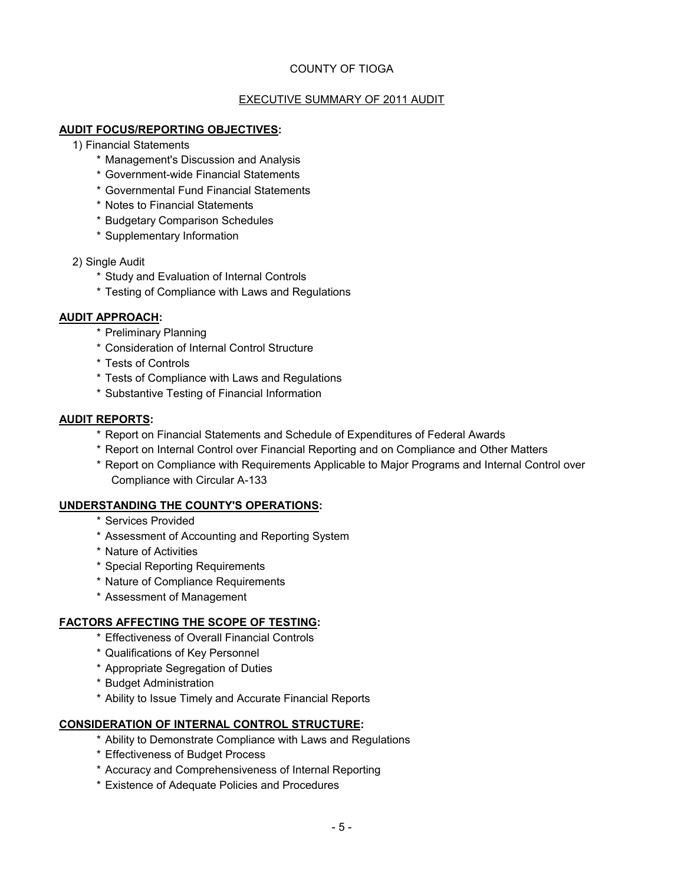COUNTY OF TIOGA

EXECUTIVE SUMMARY OF 2011 AUDIT

**AUDIT FOCUS/REPORTING OBJECTIVES:**

1) Financial Statements
   * Management's Discussion and Analysis
   * Government-wide Financial Statements
   * Governmental Fund Financial Statements
   * Notes to Financial Statements
   * Budgetary Comparison Schedules
   * Supplementary Information

2) Single Audit
   * Study and Evaluation of Internal Controls
   * Testing of Compliance with Laws and Regulations

**AUDIT APPROACH:**

* Preliminary Planning
* Consideration of Internal Control Structure
* Tests of Controls
* Tests of Compliance with Laws and Regulations
* Substantive Testing of Financial Information

**AUDIT REPORTS:**

* Report on Financial Statements and Schedule of Expenditures of Federal Awards
* Report on Internal Control over Financial Reporting and on Compliance and Other Matters
* Report on Compliance with Requirements Applicable to Major Programs and Internal Control over Compliance with Circular A-133

**UNDERSTANDING THE COUNTY'S OPERATIONS:**

* Services Provided
* Assessment of Accounting and Reporting System
* Nature of Activities
* Special Reporting Requirements
* Nature of Compliance Requirements
* Assessment of Management

**FACTORS AFFECTING THE SCOPE OF TESTING:**

* Effectiveness of Overall Financial Controls
* Qualifications of Key Personnel
* Appropriate Segregation of Duties
* Budget Administration
* Ability to Issue Timely and Accurate Financial Reports

**CONSIDERATION OF INTERNAL CONTROL STRUCTURE:**

* Ability to Demonstrate Compliance with Laws and Regulations
* Effectiveness of Budget Process
* Accuracy and Comprehensiveness of Internal Reporting
* Existence of Adequate Policies and Procedures